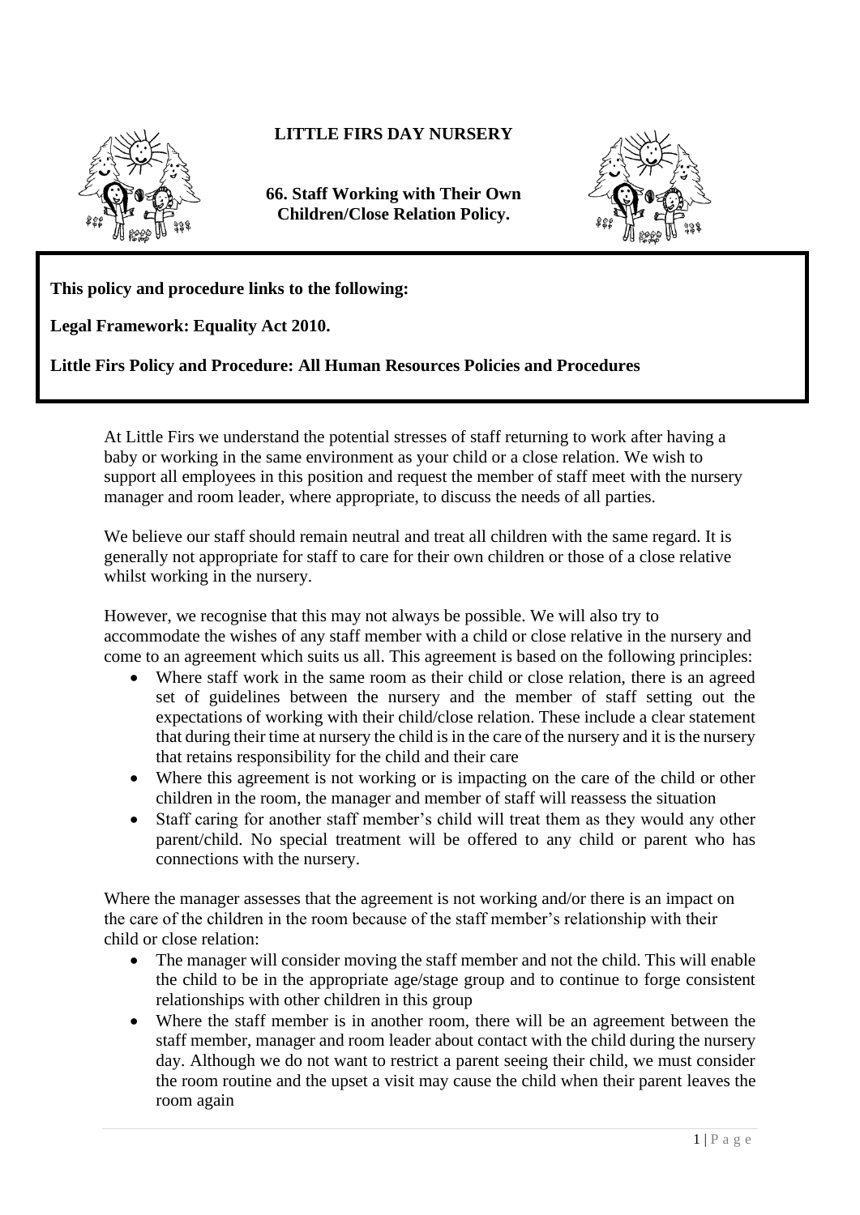# LITTLE FIRS DAY NURSERY

## 66. Staff Working with Their Own Children/Close Relation Policy.

**This policy and procedure links to the following:**

**Legal Framework: Equality Act 2010.**

**Little Firs Policy and Procedure: All Human Resources Policies and Procedures**

At Little Firs we understand the potential stresses of staff returning to work after having a baby or working in the same environment as your child or a close relation. We wish to support all employees in this position and request the member of staff meet with the nursery manager and room leader, where appropriate, to discuss the needs of all parties.

We believe our staff should remain neutral and treat all children with the same regard. It is generally not appropriate for staff to care for their own children or those of a close relative whilst working in the nursery.

However, we recognise that this may not always be possible. We will also try to accommodate the wishes of any staff member with a child or close relative in the nursery and come to an agreement which suits us all. This agreement is based on the following principles:

- Where staff work in the same room as their child or close relation, there is an agreed set of guidelines between the nursery and the member of staff setting out the expectations of working with their child/close relation. These include a clear statement that during their time at nursery the child is in the care of the nursery and it is the nursery that retains responsibility for the child and their care
- Where this agreement is not working or is impacting on the care of the child or other children in the room, the manager and member of staff will reassess the situation
- Staff caring for another staff member's child will treat them as they would any other parent/child. No special treatment will be offered to any child or parent who has connections with the nursery.

Where the manager assesses that the agreement is not working and/or there is an impact on the care of the children in the room because of the staff member's relationship with their child or close relation:

- The manager will consider moving the staff member and not the child. This will enable the child to be in the appropriate age/stage group and to continue to forge consistent relationships with other children in this group
- Where the staff member is in another room, there will be an agreement between the staff member, manager and room leader about contact with the child during the nursery day. Although we do not want to restrict a parent seeing their child, we must consider the room routine and the upset a visit may cause the child when their parent leaves the room again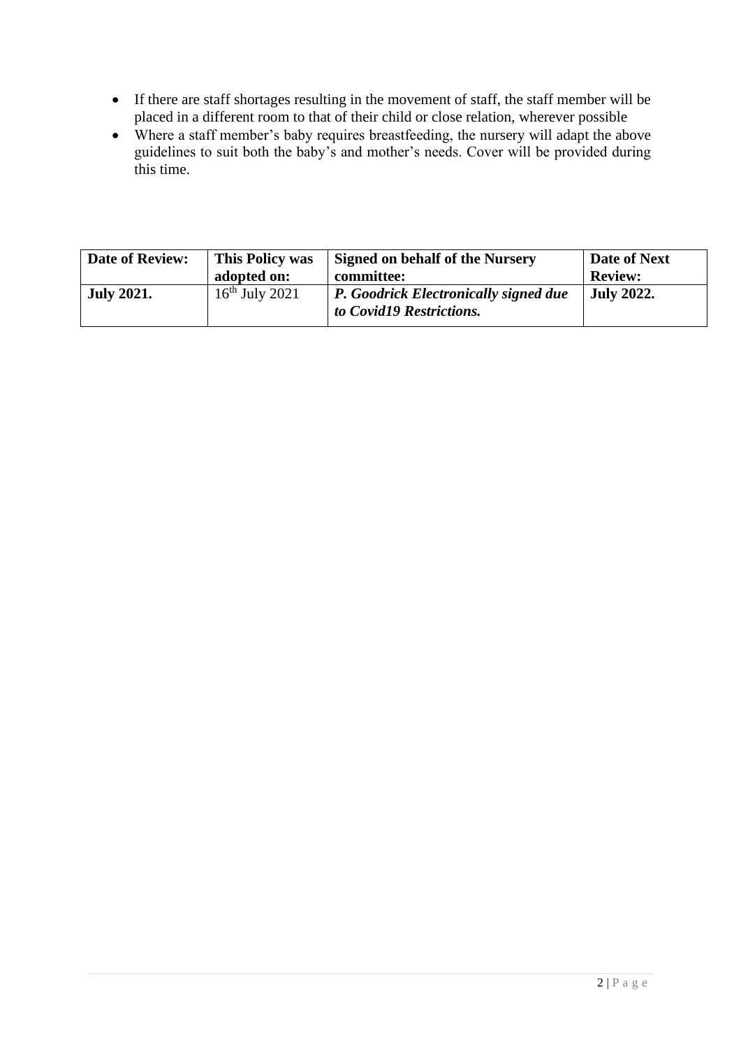- If there are staff shortages resulting in the movement of staff, the staff member will be placed in a different room to that of their child or close relation, wherever possible
- Where a staff member's baby requires breastfeeding, the nursery will adapt the above guidelines to suit both the baby's and mother's needs. Cover will be provided during this time.

| **Date of Review:** | **This Policy was adopted on:** | **Signed on behalf of the Nursery committee:** | **Date of Next Review:** |
| --- | --- | --- | --- |
| **July 2021.** | 16th July 2021 | ***P. Goodrick Electronically signed due to Covid19 Restrictions.*** | **July 2022.** |